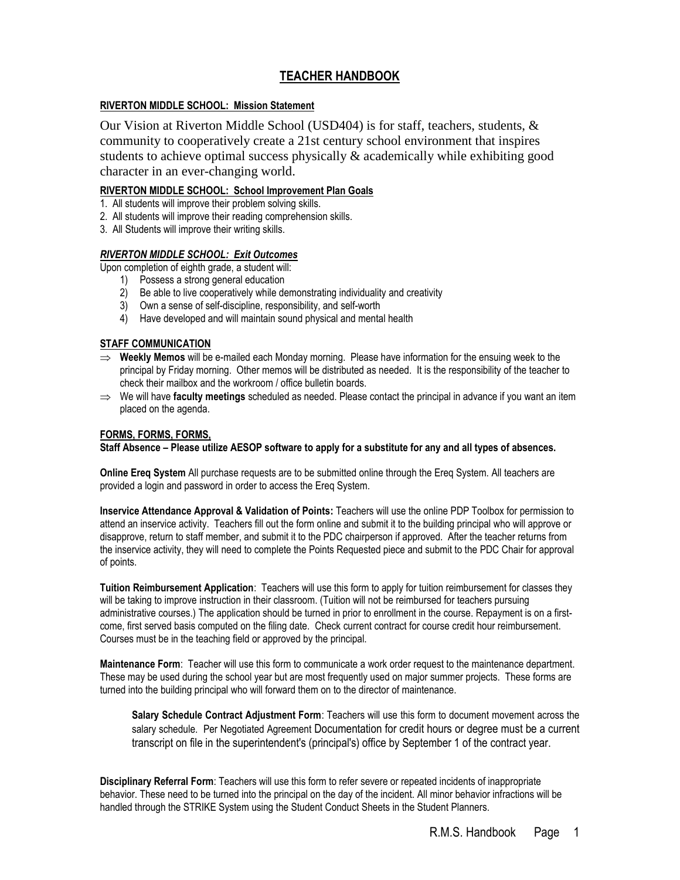# TEACHER HANDBOOK

## RIVERTON MIDDLE SCHOOL: Mission Statement

Our Vision at Riverton Middle School (USD404) is for staff, teachers, students, & community to cooperatively create a 21st century school environment that inspires students to achieve optimal success physically & academically while exhibiting good character in an ever-changing world.

## RIVERTON MIDDLE SCHOOL: School Improvement Plan Goals

1. All students will improve their problem solving skills.
2. All students will improve their reading comprehension skills.
3. All Students will improve their writing skills.

## *RIVERTON MIDDLE SCHOOL: Exit Outcomes*

Upon completion of eighth grade, a student will:

1) Possess a strong general education
2) Be able to live cooperatively while demonstrating individuality and creativity
3) Own a sense of self-discipline, responsibility, and self-worth
4) Have developed and will maintain sound physical and mental health

## STAFF COMMUNICATION

⇒ **Weekly Memos** will be e-mailed each Monday morning. Please have information for the ensuing week to the principal by Friday morning. Other memos will be distributed as needed. It is the responsibility of the teacher to check their mailbox and the workroom / office bulletin boards.

⇒ We will have **faculty meetings** scheduled as needed. Please contact the principal in advance if you want an item placed on the agenda.

## FORMS, FORMS, FORMS,

**Staff Absence – Please utilize AESOP software to apply for a substitute for any and all types of absences.**

**Online Ereq System** All purchase requests are to be submitted online through the Ereq System. All teachers are provided a login and password in order to access the Ereq System.

**Inservice Attendance Approval & Validation of Points:** Teachers will use the online PDP Toolbox for permission to attend an inservice activity. Teachers fill out the form online and submit it to the building principal who will approve or disapprove, return to staff member, and submit it to the PDC chairperson if approved. After the teacher returns from the inservice activity, they will need to complete the Points Requested piece and submit to the PDC Chair for approval of points.

**Tuition Reimbursement Application**: Teachers will use this form to apply for tuition reimbursement for classes they will be taking to improve instruction in their classroom. (Tuition will not be reimbursed for teachers pursuing administrative courses.) The application should be turned in prior to enrollment in the course. Repayment is on a first-come, first served basis computed on the filing date. Check current contract for course credit hour reimbursement. Courses must be in the teaching field or approved by the principal.

**Maintenance Form**: Teacher will use this form to communicate a work order request to the maintenance department. These may be used during the school year but are most frequently used on major summer projects. These forms are turned into the building principal who will forward them on to the director of maintenance.

**Salary Schedule Contract Adjustment Form**: Teachers will use this form to document movement across the salary schedule. Per Negotiated Agreement Documentation for credit hours or degree must be a current transcript on file in the superintendent's (principal's) office by September 1 of the contract year.

**Disciplinary Referral Form**: Teachers will use this form to refer severe or repeated incidents of inappropriate behavior. These need to be turned into the principal on the day of the incident. All minor behavior infractions will be handled through the STRIKE System using the Student Conduct Sheets in the Student Planners.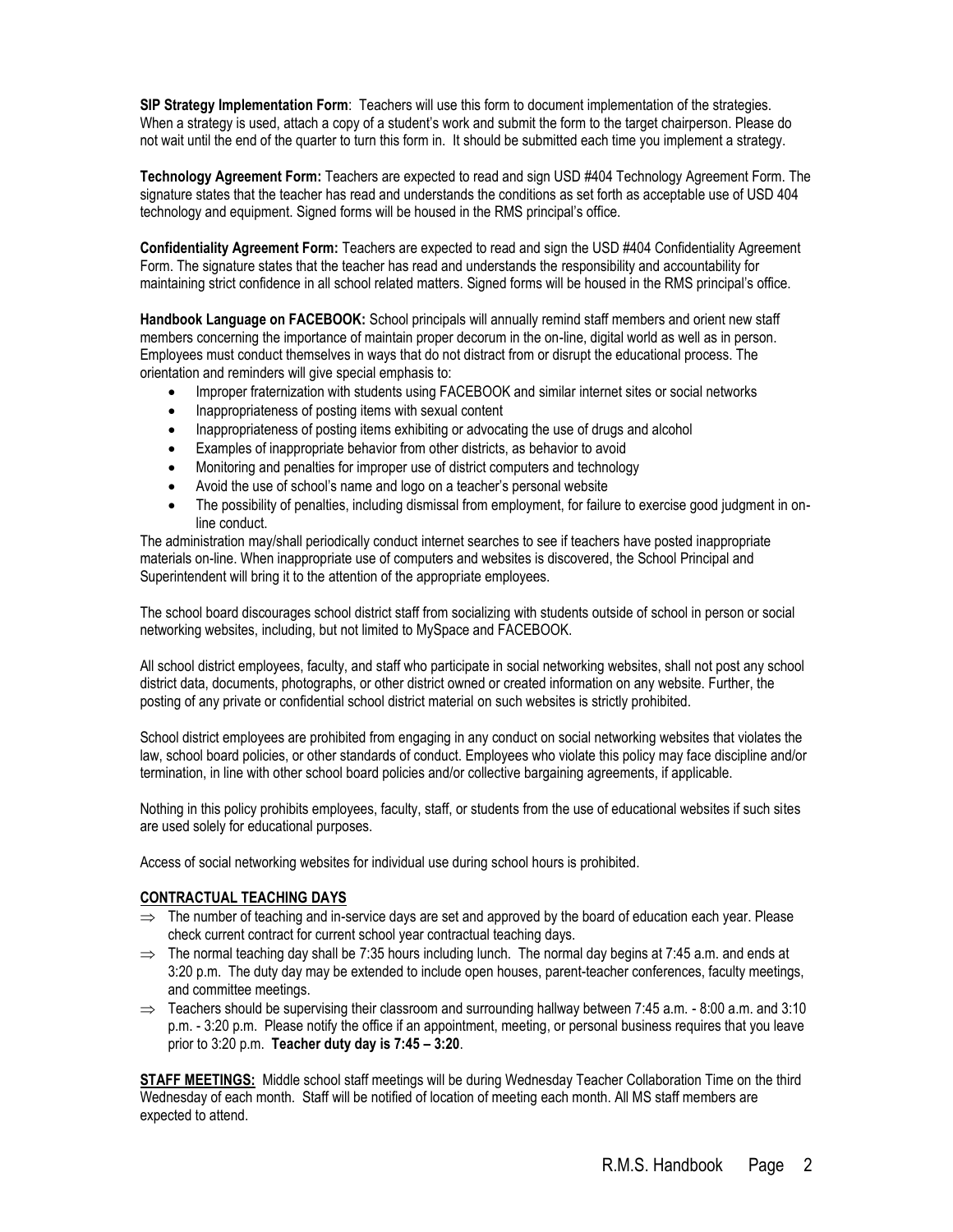**SIP Strategy Implementation Form**: Teachers will use this form to document implementation of the strategies. When a strategy is used, attach a copy of a student's work and submit the form to the target chairperson. Please do not wait until the end of the quarter to turn this form in. It should be submitted each time you implement a strategy.

**Technology Agreement Form:** Teachers are expected to read and sign USD #404 Technology Agreement Form. The signature states that the teacher has read and understands the conditions as set forth as acceptable use of USD 404 technology and equipment. Signed forms will be housed in the RMS principal's office.

**Confidentiality Agreement Form:** Teachers are expected to read and sign the USD #404 Confidentiality Agreement Form. The signature states that the teacher has read and understands the responsibility and accountability for maintaining strict confidence in all school related matters. Signed forms will be housed in the RMS principal's office.

**Handbook Language on FACEBOOK:** School principals will annually remind staff members and orient new staff members concerning the importance of maintain proper decorum in the on-line, digital world as well as in person. Employees must conduct themselves in ways that do not distract from or disrupt the educational process. The orientation and reminders will give special emphasis to:

- Improper fraternization with students using FACEBOOK and similar internet sites or social networks
- Inappropriateness of posting items with sexual content
- Inappropriateness of posting items exhibiting or advocating the use of drugs and alcohol
- Examples of inappropriate behavior from other districts, as behavior to avoid
- Monitoring and penalties for improper use of district computers and technology
- Avoid the use of school's name and logo on a teacher's personal website
- The possibility of penalties, including dismissal from employment, for failure to exercise good judgment in on-line conduct.

The administration may/shall periodically conduct internet searches to see if teachers have posted inappropriate materials on-line. When inappropriate use of computers and websites is discovered, the School Principal and Superintendent will bring it to the attention of the appropriate employees.

The school board discourages school district staff from socializing with students outside of school in person or social networking websites, including, but not limited to MySpace and FACEBOOK.

All school district employees, faculty, and staff who participate in social networking websites, shall not post any school district data, documents, photographs, or other district owned or created information on any website. Further, the posting of any private or confidential school district material on such websites is strictly prohibited.

School district employees are prohibited from engaging in any conduct on social networking websites that violates the law, school board policies, or other standards of conduct. Employees who violate this policy may face discipline and/or termination, in line with other school board policies and/or collective bargaining agreements, if applicable.

Nothing in this policy prohibits employees, faculty, staff, or students from the use of educational websites if such sites are used solely for educational purposes.

Access of social networking websites for individual use during school hours is prohibited.

**CONTRACTUAL TEACHING DAYS**

- ⇒ The number of teaching and in-service days are set and approved by the board of education each year. Please check current contract for current school year contractual teaching days.
- ⇒ The normal teaching day shall be 7:35 hours including lunch. The normal day begins at 7:45 a.m. and ends at 3:20 p.m. The duty day may be extended to include open houses, parent-teacher conferences, faculty meetings, and committee meetings.
- ⇒ Teachers should be supervising their classroom and surrounding hallway between 7:45 a.m. - 8:00 a.m. and 3:10 p.m. - 3:20 p.m. Please notify the office if an appointment, meeting, or personal business requires that you leave prior to 3:20 p.m. **Teacher duty day is 7:45 – 3:20**.

**STAFF MEETINGS:** Middle school staff meetings will be during Wednesday Teacher Collaboration Time on the third Wednesday of each month. Staff will be notified of location of meeting each month. All MS staff members are expected to attend.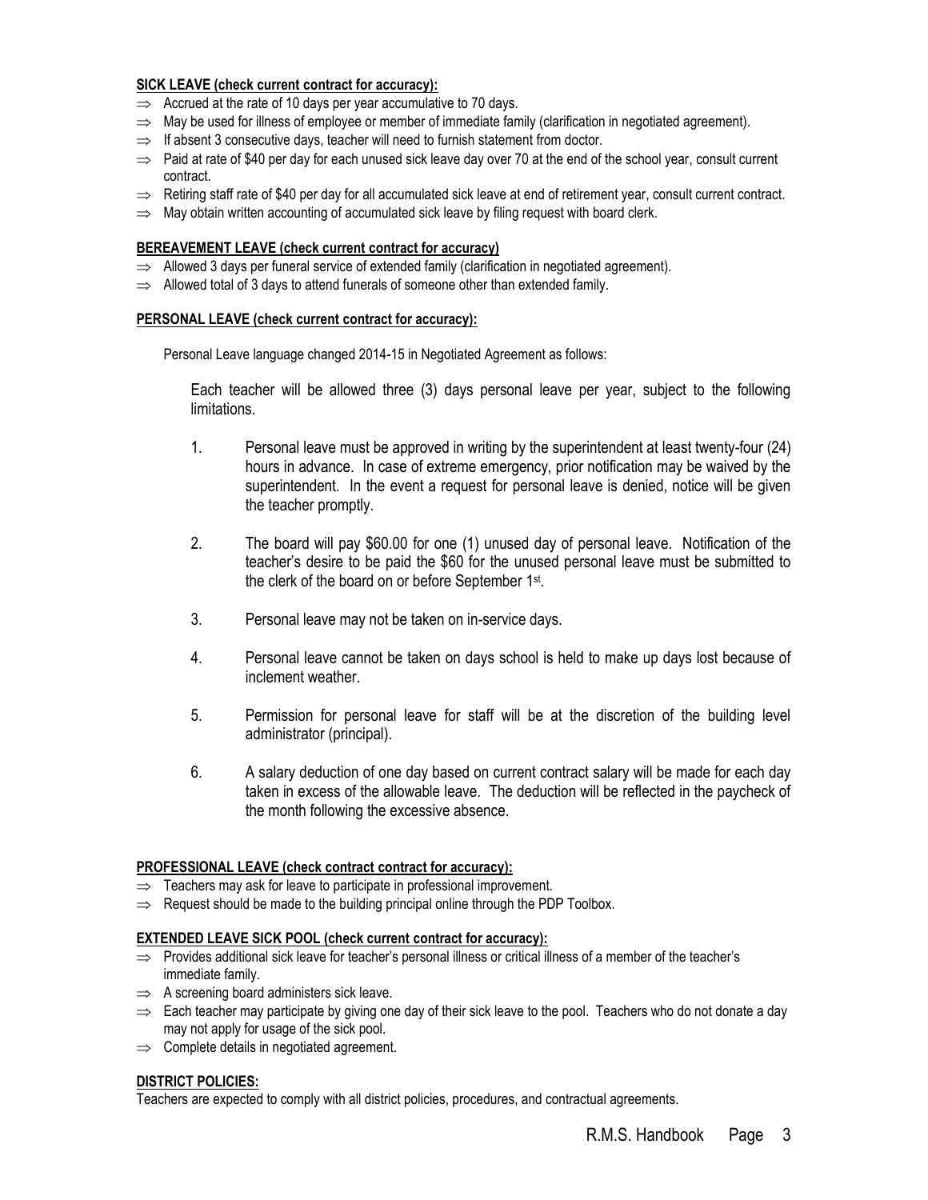**SICK LEAVE (check current contract for accuracy):**

⇒ Accrued at the rate of 10 days per year accumulative to 70 days.
⇒ May be used for illness of employee or member of immediate family (clarification in negotiated agreement).
⇒ If absent 3 consecutive days, teacher will need to furnish statement from doctor.
⇒ Paid at rate of $40 per day for each unused sick leave day over 70 at the end of the school year, consult current contract.
⇒ Retiring staff rate of $40 per day for all accumulated sick leave at end of retirement year, consult current contract.
⇒ May obtain written accounting of accumulated sick leave by filing request with board clerk.

**BEREAVEMENT LEAVE (check current contract for accuracy)**

⇒ Allowed 3 days per funeral service of extended family (clarification in negotiated agreement).
⇒ Allowed total of 3 days to attend funerals of someone other than extended family.

**PERSONAL LEAVE (check current contract for accuracy):**

Personal Leave language changed 2014-15 in Negotiated Agreement as follows:

Each teacher will be allowed three (3) days personal leave per year, subject to the following limitations.

1. Personal leave must be approved in writing by the superintendent at least twenty-four (24) hours in advance. In case of extreme emergency, prior notification may be waived by the superintendent. In the event a request for personal leave is denied, notice will be given the teacher promptly.

2. The board will pay $60.00 for one (1) unused day of personal leave. Notification of the teacher's desire to be paid the $60 for the unused personal leave must be submitted to the clerk of the board on or before September 1st.

3. Personal leave may not be taken on in-service days.

4. Personal leave cannot be taken on days school is held to make up days lost because of inclement weather.

5. Permission for personal leave for staff will be at the discretion of the building level administrator (principal).

6. A salary deduction of one day based on current contract salary will be made for each day taken in excess of the allowable leave. The deduction will be reflected in the paycheck of the month following the excessive absence.

**PROFESSIONAL LEAVE (check contract contract for accuracy):**

⇒ Teachers may ask for leave to participate in professional improvement.
⇒ Request should be made to the building principal online through the PDP Toolbox.

**EXTENDED LEAVE SICK POOL (check current contract for accuracy):**

⇒ Provides additional sick leave for teacher's personal illness or critical illness of a member of the teacher's immediate family.
⇒ A screening board administers sick leave.
⇒ Each teacher may participate by giving one day of their sick leave to the pool. Teachers who do not donate a day may not apply for usage of the sick pool.
⇒ Complete details in negotiated agreement.

**DISTRICT POLICIES:**

Teachers are expected to comply with all district policies, procedures, and contractual agreements.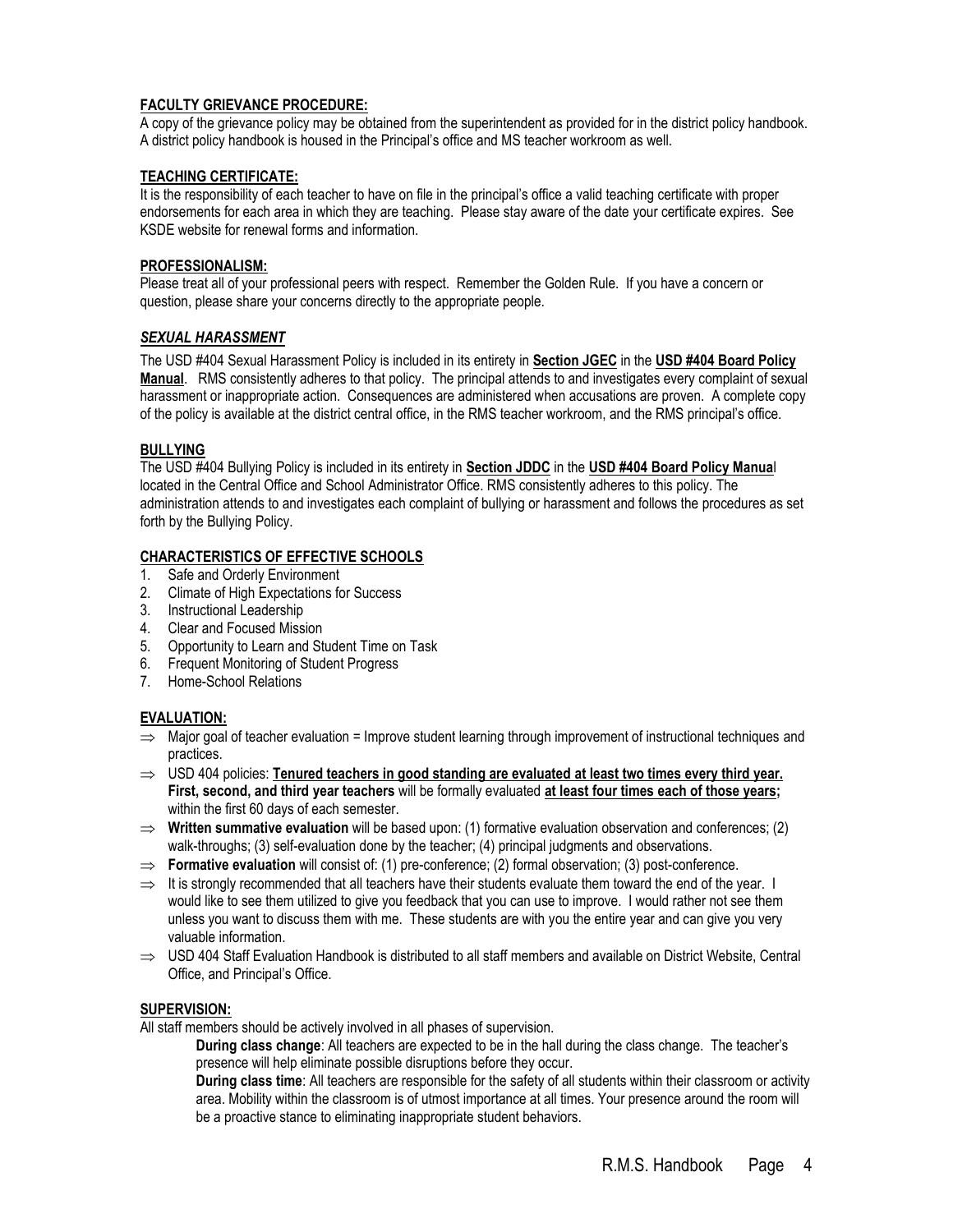### FACULTY GRIEVANCE PROCEDURE:

A copy of the grievance policy may be obtained from the superintendent as provided for in the district policy handbook. A district policy handbook is housed in the Principal's office and MS teacher workroom as well.

### TEACHING CERTIFICATE:

It is the responsibility of each teacher to have on file in the principal's office a valid teaching certificate with proper endorsements for each area in which they are teaching. Please stay aware of the date your certificate expires. See KSDE website for renewal forms and information.

### PROFESSIONALISM:

Please treat all of your professional peers with respect. Remember the Golden Rule. If you have a concern or question, please share your concerns directly to the appropriate people.

### *SEXUAL HARASSMENT*

The USD #404 Sexual Harassment Policy is included in its entirety in **Section JGEC** in the **USD #404 Board Policy Manual**. RMS consistently adheres to that policy. The principal attends to and investigates every complaint of sexual harassment or inappropriate action. Consequences are administered when accusations are proven. A complete copy of the policy is available at the district central office, in the RMS teacher workroom, and the RMS principal's office.

### BULLYING

The USD #404 Bullying Policy is included in its entirety in **Section JDDC** in the **USD #404 Board Policy Manual** located in the Central Office and School Administrator Office. RMS consistently adheres to this policy. The administration attends to and investigates each complaint of bullying or harassment and follows the procedures as set forth by the Bullying Policy.

### CHARACTERISTICS OF EFFECTIVE SCHOOLS

1. Safe and Orderly Environment
2. Climate of High Expectations for Success
3. Instructional Leadership
4. Clear and Focused Mission
5. Opportunity to Learn and Student Time on Task
6. Frequent Monitoring of Student Progress
7. Home-School Relations

### EVALUATION:

- ⇒ Major goal of teacher evaluation = Improve student learning through improvement of instructional techniques and practices.
- ⇒ USD 404 policies: **Tenured teachers in good standing are evaluated at least two times every third year. First, second, and third year teachers** will be formally evaluated **at least four times each of those years;** within the first 60 days of each semester.
- ⇒ **Written summative evaluation** will be based upon: (1) formative evaluation observation and conferences; (2) walk-throughs; (3) self-evaluation done by the teacher; (4) principal judgments and observations.
- ⇒ **Formative evaluation** will consist of: (1) pre-conference; (2) formal observation; (3) post-conference.
- ⇒ It is strongly recommended that all teachers have their students evaluate them toward the end of the year. I would like to see them utilized to give you feedback that you can use to improve. I would rather not see them unless you want to discuss them with me. These students are with you the entire year and can give you very valuable information.
- ⇒ USD 404 Staff Evaluation Handbook is distributed to all staff members and available on District Website, Central Office, and Principal's Office.

### SUPERVISION:

All staff members should be actively involved in all phases of supervision.

**During class change**: All teachers are expected to be in the hall during the class change. The teacher's presence will help eliminate possible disruptions before they occur.

**During class time**: All teachers are responsible for the safety of all students within their classroom or activity area. Mobility within the classroom is of utmost importance at all times. Your presence around the room will be a proactive stance to eliminating inappropriate student behaviors.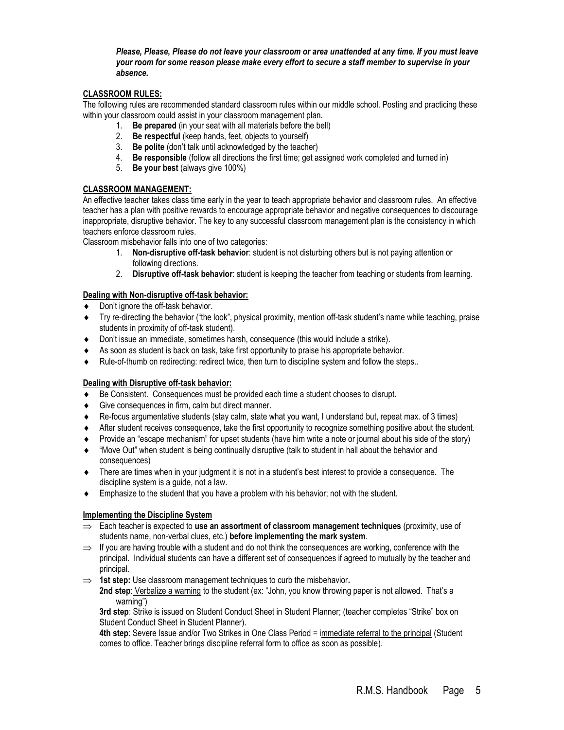***Please, Please, Please do not leave your classroom or area unattended at any time. If you must leave your room for some reason please make every effort to secure a staff member to supervise in your absence.***

## CLASSROOM RULES:

The following rules are recommended standard classroom rules within our middle school. Posting and practicing these within your classroom could assist in your classroom management plan.

1. **Be prepared** (in your seat with all materials before the bell)
2. **Be respectful** (keep hands, feet, objects to yourself)
3. **Be polite** (don't talk until acknowledged by the teacher)
4. **Be responsible** (follow all directions the first time; get assigned work completed and turned in)
5. **Be your best** (always give 100%)

## CLASSROOM MANAGEMENT:

An effective teacher takes class time early in the year to teach appropriate behavior and classroom rules. An effective teacher has a plan with positive rewards to encourage appropriate behavior and negative consequences to discourage inappropriate, disruptive behavior. The key to any successful classroom management plan is the consistency in which teachers enforce classroom rules.

Classroom misbehavior falls into one of two categories:

1. **Non-disruptive off-task behavior**: student is not disturbing others but is not paying attention or following directions.
2. **Disruptive off-task behavior**: student is keeping the teacher from teaching or students from learning.

### Dealing with Non-disruptive off-task behavior:

- Don't ignore the off-task behavior.
- Try re-directing the behavior ("the look", physical proximity, mention off-task student's name while teaching, praise students in proximity of off-task student).
- Don't issue an immediate, sometimes harsh, consequence (this would include a strike).
- As soon as student is back on task, take first opportunity to praise his appropriate behavior.
- Rule-of-thumb on redirecting: redirect twice, then turn to discipline system and follow the steps..

### Dealing with Disruptive off-task behavior:

- Be Consistent. Consequences must be provided each time a student chooses to disrupt.
- Give consequences in firm, calm but direct manner.
- Re-focus argumentative students (stay calm, state what you want, I understand but, repeat max. of 3 times)
- After student receives consequence, take the first opportunity to recognize something positive about the student.
- Provide an "escape mechanism" for upset students (have him write a note or journal about his side of the story)
- "Move Out" when student is being continually disruptive (talk to student in hall about the behavior and consequences)
- There are times when in your judgment it is not in a student's best interest to provide a consequence. The discipline system is a guide, not a law.
- Emphasize to the student that you have a problem with his behavior; not with the student.

### Implementing the Discipline System

- ⇒ Each teacher is expected to **use an assortment of classroom management techniques** (proximity, use of students name, non-verbal clues, etc.) **before implementing the mark system**.
- ⇒ If you are having trouble with a student and do not think the consequences are working, conference with the principal. Individual students can have a different set of consequences if agreed to mutually by the teacher and principal.
- ⇒ **1st step:** Use classroom management techniques to curb the misbehavior**.**

  **2nd step**: Verbalize a warning to the student (ex: "John, you know throwing paper is not allowed. That's a warning")

  **3rd step**: Strike is issued on Student Conduct Sheet in Student Planner; (teacher completes "Strike" box on Student Conduct Sheet in Student Planner).

  **4th step**: Severe Issue and/or Two Strikes in One Class Period = immediate referral to the principal (Student comes to office. Teacher brings discipline referral form to office as soon as possible).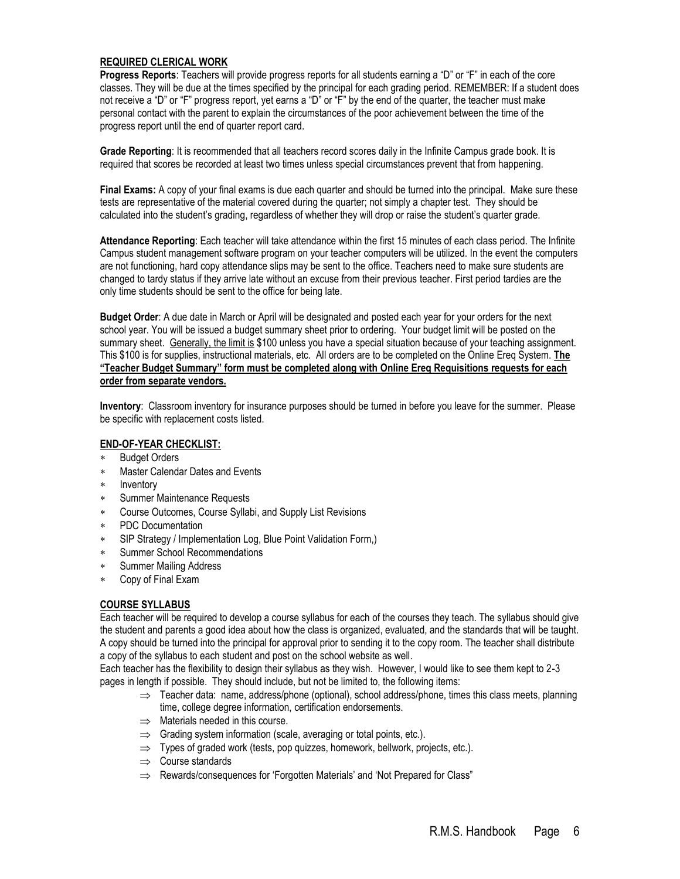## REQUIRED CLERICAL WORK

**Progress Reports**: Teachers will provide progress reports for all students earning a "D" or "F" in each of the core classes. They will be due at the times specified by the principal for each grading period. REMEMBER: If a student does not receive a "D" or "F" progress report, yet earns a "D" or "F" by the end of the quarter, the teacher must make personal contact with the parent to explain the circumstances of the poor achievement between the time of the progress report until the end of quarter report card.

**Grade Reporting**: It is recommended that all teachers record scores daily in the Infinite Campus grade book. It is required that scores be recorded at least two times unless special circumstances prevent that from happening.

**Final Exams:** A copy of your final exams is due each quarter and should be turned into the principal. Make sure these tests are representative of the material covered during the quarter; not simply a chapter test. They should be calculated into the student's grading, regardless of whether they will drop or raise the student's quarter grade.

**Attendance Reporting**: Each teacher will take attendance within the first 15 minutes of each class period. The Infinite Campus student management software program on your teacher computers will be utilized. In the event the computers are not functioning, hard copy attendance slips may be sent to the office. Teachers need to make sure students are changed to tardy status if they arrive late without an excuse from their previous teacher. First period tardies are the only time students should be sent to the office for being late.

**Budget Order**: A due date in March or April will be designated and posted each year for your orders for the next school year. You will be issued a budget summary sheet prior to ordering. Your budget limit will be posted on the summary sheet. Generally, the limit is $100 unless you have a special situation because of your teaching assignment. This $100 is for supplies, instructional materials, etc. All orders are to be completed on the Online Ereq System. **The "Teacher Budget Summary" form must be completed along with Online Ereq Requisitions requests for each order from separate vendors.**

**Inventory**: Classroom inventory for insurance purposes should be turned in before you leave for the summer. Please be specific with replacement costs listed.

## END-OF-YEAR CHECKLIST:

- Budget Orders
- Master Calendar Dates and Events
- Inventory
- Summer Maintenance Requests
- Course Outcomes, Course Syllabi, and Supply List Revisions
- PDC Documentation
- SIP Strategy / Implementation Log, Blue Point Validation Form,)
- Summer School Recommendations
- Summer Mailing Address
- Copy of Final Exam

## COURSE SYLLABUS

Each teacher will be required to develop a course syllabus for each of the courses they teach. The syllabus should give the student and parents a good idea about how the class is organized, evaluated, and the standards that will be taught. A copy should be turned into the principal for approval prior to sending it to the copy room. The teacher shall distribute a copy of the syllabus to each student and post on the school website as well.

Each teacher has the flexibility to design their syllabus as they wish. However, I would like to see them kept to 2-3 pages in length if possible. They should include, but not be limited to, the following items:

- ⇒ Teacher data: name, address/phone (optional), school address/phone, times this class meets, planning time, college degree information, certification endorsements.
- ⇒ Materials needed in this course.
- ⇒ Grading system information (scale, averaging or total points, etc.).
- ⇒ Types of graded work (tests, pop quizzes, homework, bellwork, projects, etc.).
- ⇒ Course standards
- ⇒ Rewards/consequences for 'Forgotten Materials' and 'Not Prepared for Class"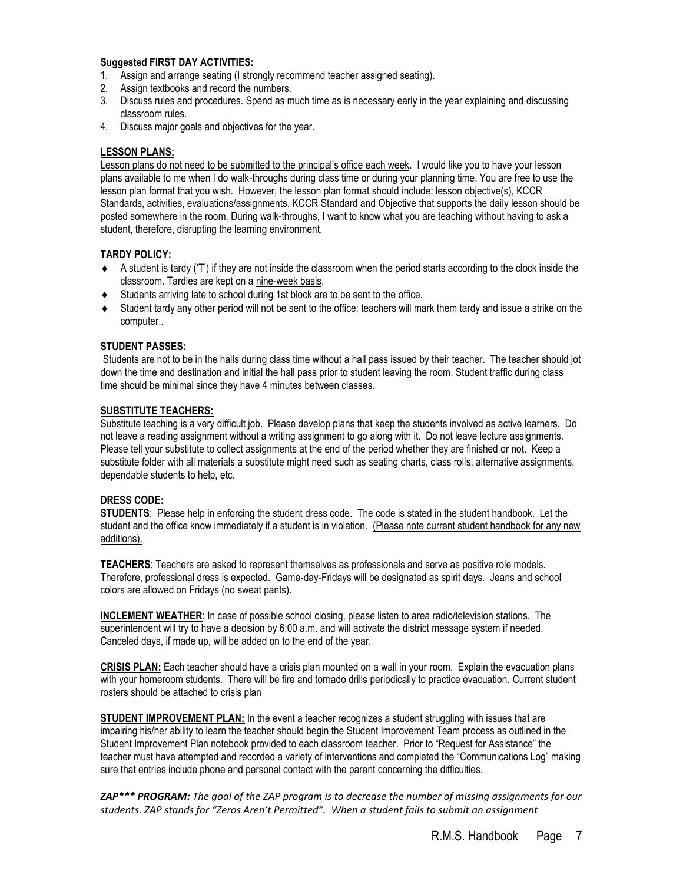**Suggested FIRST DAY ACTIVITIES:**

1. Assign and arrange seating (I strongly recommend teacher assigned seating).
2. Assign textbooks and record the numbers.
3. Discuss rules and procedures. Spend as much time as is necessary early in the year explaining and discussing classroom rules.
4. Discuss major goals and objectives for the year.

**LESSON PLANS:**

Lesson plans do not need to be submitted to the principal's office each week. I would like you to have your lesson plans available to me when I do walk-throughs during class time or during your planning time. You are free to use the lesson plan format that you wish. However, the lesson plan format should include: lesson objective(s), KCCR Standards, activities, evaluations/assignments. KCCR Standard and Objective that supports the daily lesson should be posted somewhere in the room. During walk-throughs, I want to know what you are teaching without having to ask a student, therefore, disrupting the learning environment.

**TARDY POLICY:**

- A student is tardy ('T') if they are not inside the classroom when the period starts according to the clock inside the classroom. Tardies are kept on a nine-week basis.
- Students arriving late to school during 1st block are to be sent to the office.
- Student tardy any other period will not be sent to the office; teachers will mark them tardy and issue a strike on the computer..

**STUDENT PASSES:**

Students are not to be in the halls during class time without a hall pass issued by their teacher. The teacher should jot down the time and destination and initial the hall pass prior to student leaving the room. Student traffic during class time should be minimal since they have 4 minutes between classes.

**SUBSTITUTE TEACHERS:**

Substitute teaching is a very difficult job. Please develop plans that keep the students involved as active learners. Do not leave a reading assignment without a writing assignment to go along with it. Do not leave lecture assignments. Please tell your substitute to collect assignments at the end of the period whether they are finished or not. Keep a substitute folder with all materials a substitute might need such as seating charts, class rolls, alternative assignments, dependable students to help, etc.

**DRESS CODE:**

**STUDENTS**: Please help in enforcing the student dress code. The code is stated in the student handbook. Let the student and the office know immediately if a student is in violation. (Please note current student handbook for any new additions).

**TEACHERS**: Teachers are asked to represent themselves as professionals and serve as positive role models. Therefore, professional dress is expected. Game-day-Fridays will be designated as spirit days. Jeans and school colors are allowed on Fridays (no sweat pants).

**INCLEMENT WEATHER**: In case of possible school closing, please listen to area radio/television stations. The superintendent will try to have a decision by 6:00 a.m. and will activate the district message system if needed. Canceled days, if made up, will be added on to the end of the year.

**CRISIS PLAN:** Each teacher should have a crisis plan mounted on a wall in your room. Explain the evacuation plans with your homeroom students. There will be fire and tornado drills periodically to practice evacuation. Current student rosters should be attached to crisis plan

**STUDENT IMPROVEMENT PLAN:** In the event a teacher recognizes a student struggling with issues that are impairing his/her ability to learn the teacher should begin the Student Improvement Team process as outlined in the Student Improvement Plan notebook provided to each classroom teacher. Prior to "Request for Assistance" the teacher must have attempted and recorded a variety of interventions and completed the "Communications Log" making sure that entries include phone and personal contact with the parent concerning the difficulties.

***ZAP\*\*\* PROGRAM:*** *The goal of the ZAP program is to decrease the number of missing assignments for our students. ZAP stands for "Zeros Aren't Permitted". When a student fails to submit an assignment*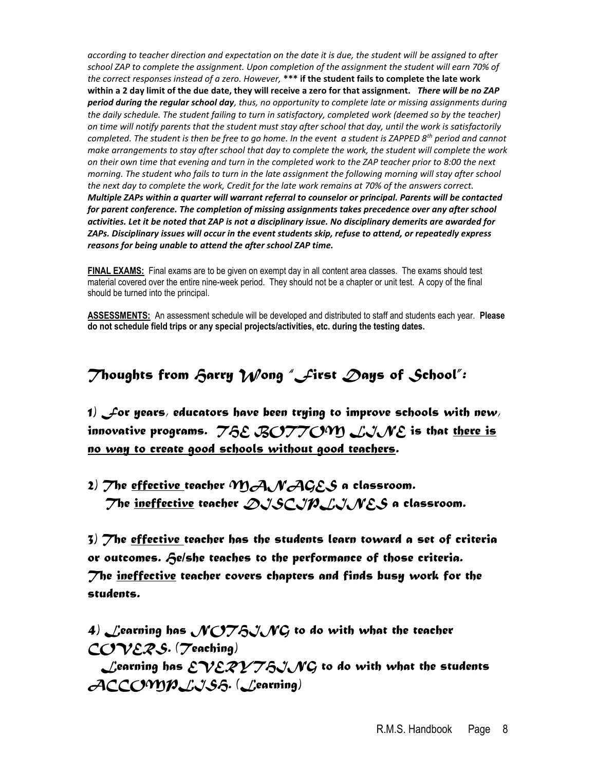*according to teacher direction and expectation on the date it is due, the student will be assigned to after school ZAP to complete the assignment. Upon completion of the assignment the student will earn 70% of the correct responses instead of a zero. However,* **\*\*\* if the student fails to complete the late work within a 2 day limit of the due date, they will receive a zero for that assignment.** ***There will be no ZAP period during the regular school day****, thus, no opportunity to complete late or missing assignments during the daily schedule. The student failing to turn in satisfactory, completed work (deemed so by the teacher) on time will notify parents that the student must stay after school that day, until the work is satisfactorily completed. The student is then be free to go home. In the event a student is ZAPPED 8th period and cannot make arrangements to stay after school that day to complete the work, the student will complete the work on their own time that evening and turn in the completed work to the ZAP teacher prior to 8:00 the next morning. The student who fails to turn in the late assignment the following morning will stay after school the next day to complete the work, Credit for the late work remains at 70% of the answers correct.* ***Multiple ZAPs within a quarter will warrant referral to counselor or principal. Parents will be contacted for parent conference. The completion of missing assignments takes precedence over any after school activities. Let it be noted that ZAP is not a disciplinary issue. No disciplinary demerits are awarded for ZAPs. Disciplinary issues will occur in the event students skip, refuse to attend, or repeatedly express reasons for being unable to attend the after school ZAP time.***

**FINAL EXAMS:** Final exams are to be given on exempt day in all content area classes. The exams should test material covered over the entire nine-week period. They should not be a chapter or unit test. A copy of the final should be turned into the principal.

**ASSESSMENTS:** An assessment schedule will be developed and distributed to staff and students each year. **Please do not schedule field trips or any special projects/activities, etc. during the testing dates.**

## Thoughts from Harry Wong "First Days of School":

**1) For years, educators have been trying to improve schools with new, innovative programs. THE BOTTOM LINE is that <u>there is no way to create good schools without good teachers</u>.**

**2) The <u>effective</u> teacher MANAGES a classroom.
The <u>ineffective</u> teacher DISCIPLINES a classroom.**

**3) The <u>effective</u> teacher has the students learn toward a set of criteria or outcomes. He/she teaches to the performance of those criteria.
The <u>ineffective</u> teacher covers chapters and finds busy work for the students.**

**4) Learning has NOTHING to do with what the teacher COVERS. (Teaching)
Learning has EVERYTHING to do with what the students ACCOMPLISH. (Learning)**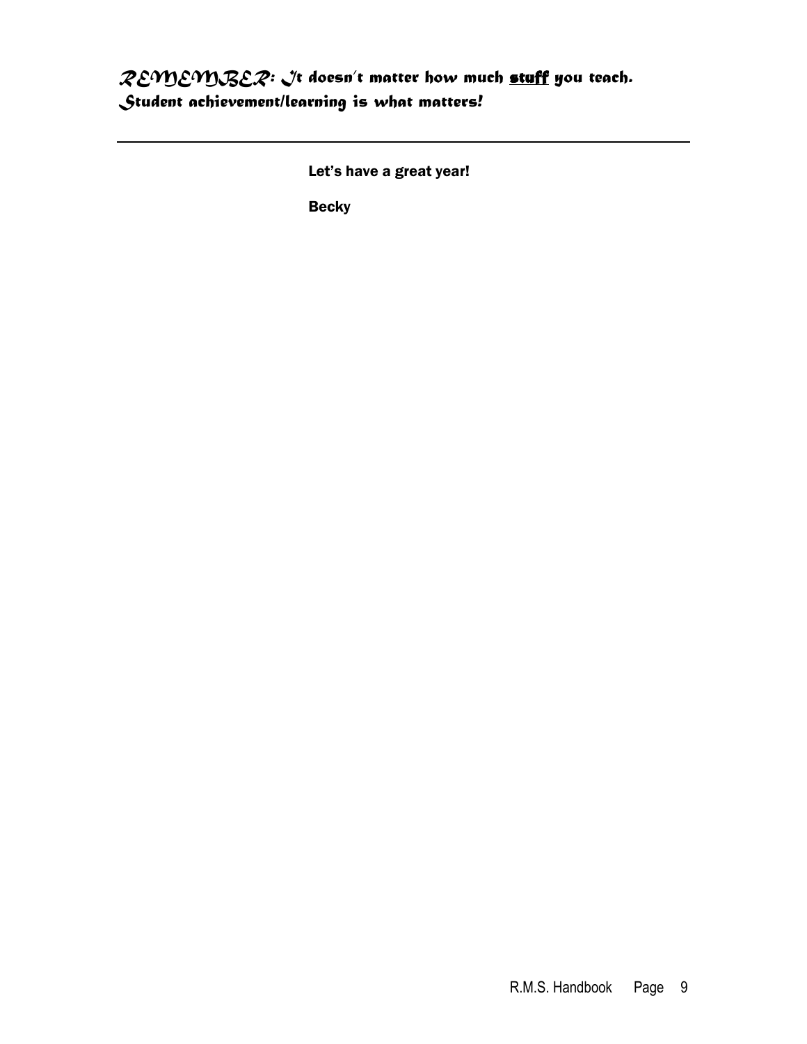***REMEMBER: It doesn't matter how much <u>stuff</u> you teach. Student achievement/learning is what matters!***

---

**Let's have a great year!**

**Becky**